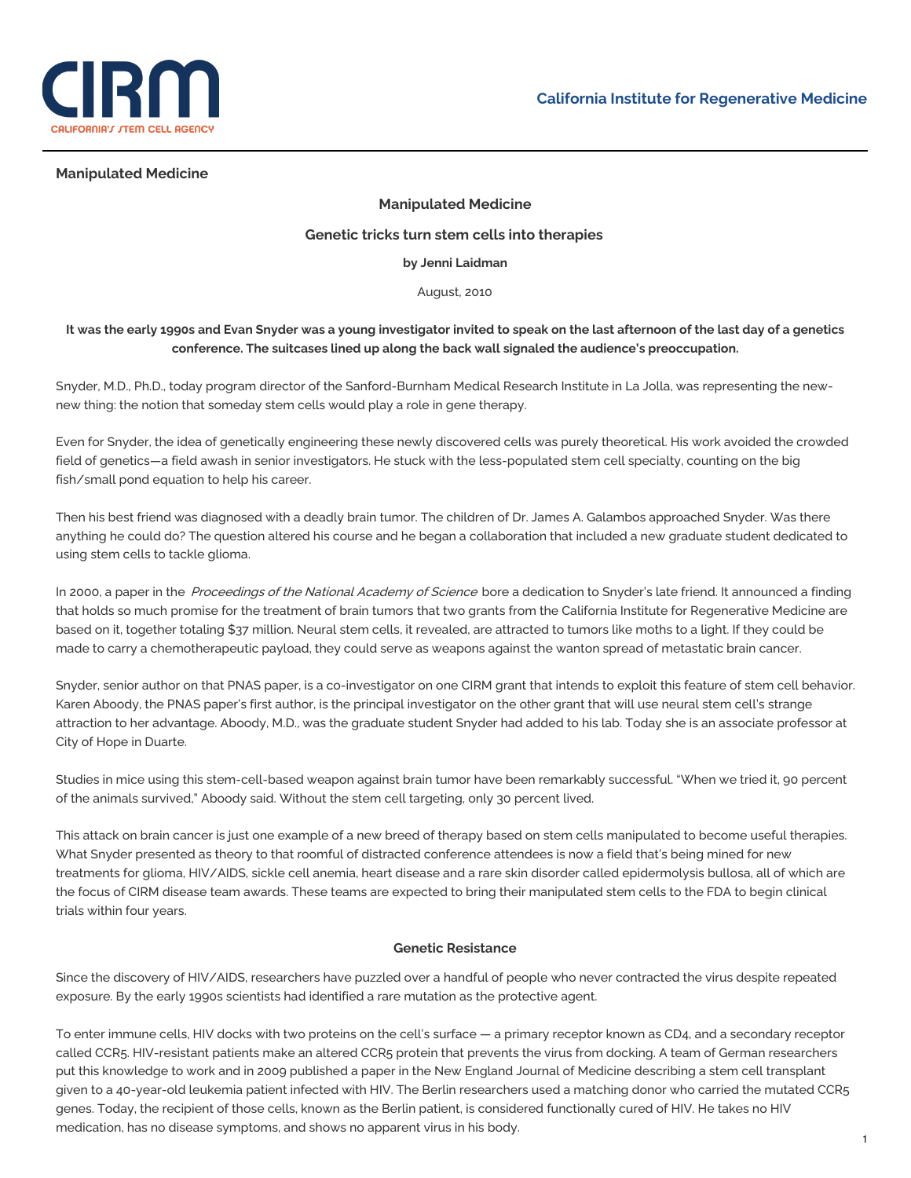## Manipulated Medicine

### Manipulated Medicine

**Genetic tricks turn stem cells into therapies**

**by Jenni Laidman**

August, 2010

**It was the early 1990s and Evan Snyder was a young investigator invited to speak on the last afternoon of the last day of a genetics conference. The suitcases lined up along the back wall signaled the audience's preoccupation.**

Snyder, M.D., Ph.D., today program director of the Sanford-Burnham Medical Research Institute in La Jolla, was representing the new-new thing: the notion that someday stem cells would play a role in gene therapy.

Even for Snyder, the idea of genetically engineering these newly discovered cells was purely theoretical. His work avoided the crowded field of genetics—a field awash in senior investigators. He stuck with the less-populated stem cell specialty, counting on the big fish/small pond equation to help his career.

Then his best friend was diagnosed with a deadly brain tumor. The children of Dr. James A. Galambos approached Snyder. Was there anything he could do? The question altered his course and he began a collaboration that included a new graduate student dedicated to using stem cells to tackle glioma.

In 2000, a paper in the *Proceedings of the National Academy of Science* bore a dedication to Snyder's late friend. It announced a finding that holds so much promise for the treatment of brain tumors that two grants from the California Institute for Regenerative Medicine are based on it, together totaling $37 million. Neural stem cells, it revealed, are attracted to tumors like moths to a light. If they could be made to carry a chemotherapeutic payload, they could serve as weapons against the wanton spread of metastatic brain cancer.

Snyder, senior author on that PNAS paper, is a co-investigator on one CIRM grant that intends to exploit this feature of stem cell behavior. Karen Aboody, the PNAS paper's first author, is the principal investigator on the other grant that will use neural stem cell's strange attraction to her advantage. Aboody, M.D., was the graduate student Snyder had added to his lab. Today she is an associate professor at City of Hope in Duarte.

Studies in mice using this stem-cell-based weapon against brain tumor have been remarkably successful. "When we tried it, 90 percent of the animals survived," Aboody said. Without the stem cell targeting, only 30 percent lived.

This attack on brain cancer is just one example of a new breed of therapy based on stem cells manipulated to become useful therapies. What Snyder presented as theory to that roomful of distracted conference attendees is now a field that's being mined for new treatments for glioma, HIV/AIDS, sickle cell anemia, heart disease and a rare skin disorder called epidermolysis bullosa, all of which are the focus of CIRM disease team awards. These teams are expected to bring their manipulated stem cells to the FDA to begin clinical trials within four years.

#### Genetic Resistance

Since the discovery of HIV/AIDS, researchers have puzzled over a handful of people who never contracted the virus despite repeated exposure. By the early 1990s scientists had identified a rare mutation as the protective agent.

To enter immune cells, HIV docks with two proteins on the cell's surface — a primary receptor known as CD4, and a secondary receptor called CCR5. HIV-resistant patients make an altered CCR5 protein that prevents the virus from docking. A team of German researchers put this knowledge to work and in 2009 published a paper in the New England Journal of Medicine describing a stem cell transplant given to a 40-year-old leukemia patient infected with HIV. The Berlin researchers used a matching donor who carried the mutated CCR5 genes. Today, the recipient of those cells, known as the Berlin patient, is considered functionally cured of HIV. He takes no HIV medication, has no disease symptoms, and shows no apparent virus in his body.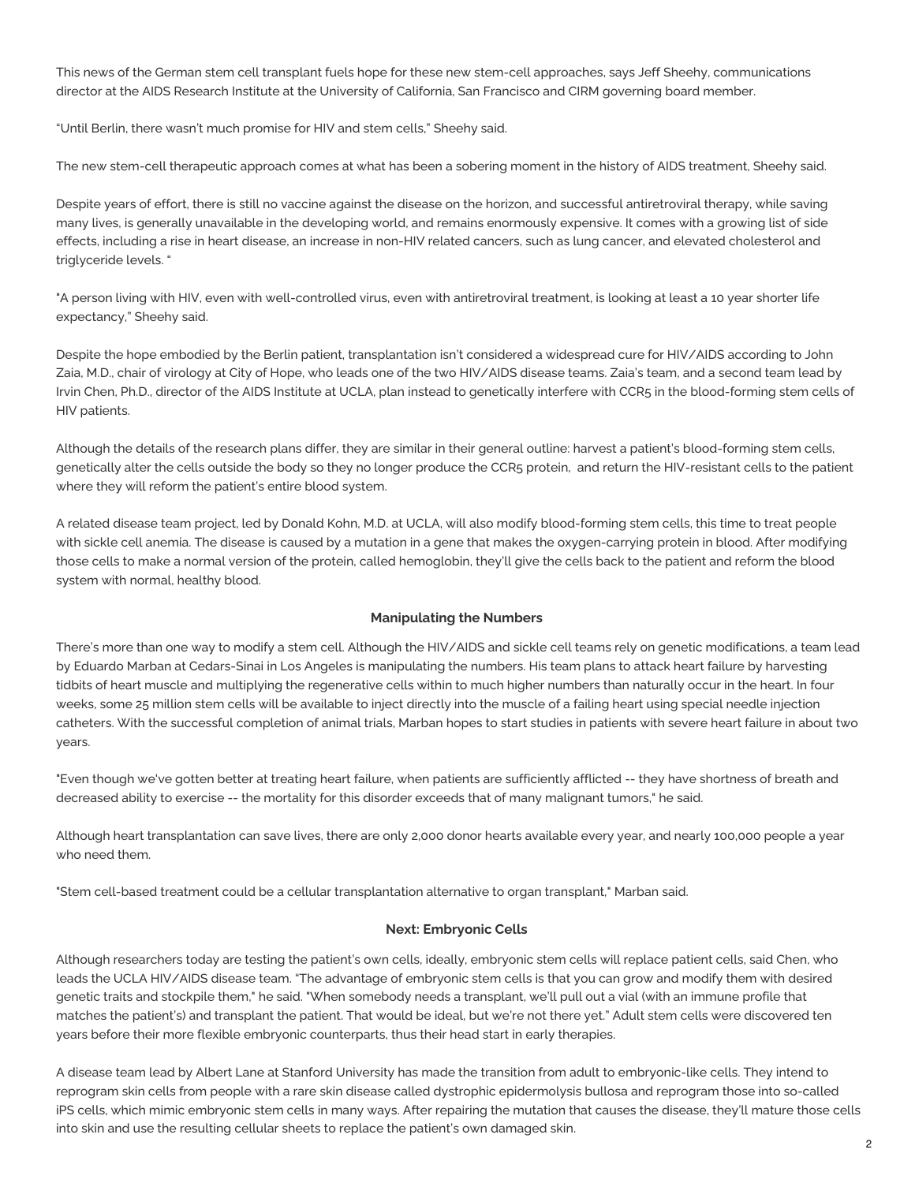This news of the German stem cell transplant fuels hope for these new stem-cell approaches, says Jeff Sheehy, communications director at the AIDS Research Institute at the University of California, San Francisco and CIRM governing board member.

"Until Berlin, there wasn't much promise for HIV and stem cells," Sheehy said.

The new stem-cell therapeutic approach comes at what has been a sobering moment in the history of AIDS treatment, Sheehy said.

Despite years of effort, there is still no vaccine against the disease on the horizon, and successful antiretroviral therapy, while saving many lives, is generally unavailable in the developing world, and remains enormously expensive. It comes with a growing list of side effects, including a rise in heart disease, an increase in non-HIV related cancers, such as lung cancer, and elevated cholesterol and triglyceride levels. "

"A person living with HIV, even with well-controlled virus, even with antiretroviral treatment, is looking at least a 10 year shorter life expectancy," Sheehy said.

Despite the hope embodied by the Berlin patient, transplantation isn't considered a widespread cure for HIV/AIDS according to John Zaia, M.D., chair of virology at City of Hope, who leads one of the two HIV/AIDS disease teams. Zaia's team, and a second team lead by Irvin Chen, Ph.D., director of the AIDS Institute at UCLA, plan instead to genetically interfere with CCR5 in the blood-forming stem cells of HIV patients.

Although the details of the research plans differ, they are similar in their general outline: harvest a patient's blood-forming stem cells, genetically alter the cells outside the body so they no longer produce the CCR5 protein, and return the HIV-resistant cells to the patient where they will reform the patient's entire blood system.

A related disease team project, led by Donald Kohn, M.D. at UCLA, will also modify blood-forming stem cells, this time to treat people with sickle cell anemia. The disease is caused by a mutation in a gene that makes the oxygen-carrying protein in blood. After modifying those cells to make a normal version of the protein, called hemoglobin, they'll give the cells back to the patient and reform the blood system with normal, healthy blood.

### Manipulating the Numbers

There's more than one way to modify a stem cell. Although the HIV/AIDS and sickle cell teams rely on genetic modifications, a team lead by Eduardo Marban at Cedars-Sinai in Los Angeles is manipulating the numbers. His team plans to attack heart failure by harvesting tidbits of heart muscle and multiplying the regenerative cells within to much higher numbers than naturally occur in the heart. In four weeks, some 25 million stem cells will be available to inject directly into the muscle of a failing heart using special needle injection catheters. With the successful completion of animal trials, Marban hopes to start studies in patients with severe heart failure in about two years.

"Even though we've gotten better at treating heart failure, when patients are sufficiently afflicted -- they have shortness of breath and decreased ability to exercise -- the mortality for this disorder exceeds that of many malignant tumors," he said.

Although heart transplantation can save lives, there are only 2,000 donor hearts available every year, and nearly 100,000 people a year who need them.

"Stem cell-based treatment could be a cellular transplantation alternative to organ transplant," Marban said.

### Next: Embryonic Cells

Although researchers today are testing the patient's own cells, ideally, embryonic stem cells will replace patient cells, said Chen, who leads the UCLA HIV/AIDS disease team. "The advantage of embryonic stem cells is that you can grow and modify them with desired genetic traits and stockpile them," he said. "When somebody needs a transplant, we'll pull out a vial (with an immune profile that matches the patient's) and transplant the patient. That would be ideal, but we're not there yet." Adult stem cells were discovered ten years before their more flexible embryonic counterparts, thus their head start in early therapies.

A disease team lead by Albert Lane at Stanford University has made the transition from adult to embryonic-like cells. They intend to reprogram skin cells from people with a rare skin disease called dystrophic epidermolysis bullosa and reprogram those into so-called iPS cells, which mimic embryonic stem cells in many ways. After repairing the mutation that causes the disease, they'll mature those cells into skin and use the resulting cellular sheets to replace the patient's own damaged skin.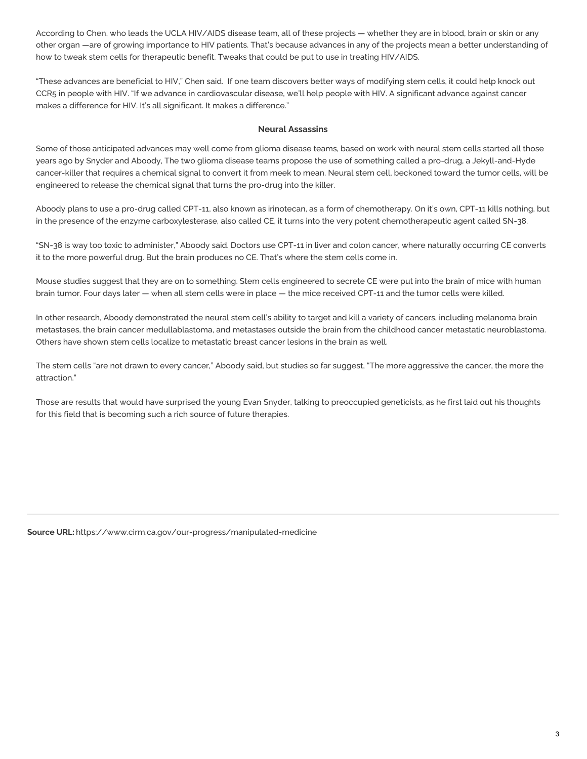According to Chen, who leads the UCLA HIV/AIDS disease team, all of these projects — whether they are in blood, brain or skin or any other organ —are of growing importance to HIV patients. That's because advances in any of the projects mean a better understanding of how to tweak stem cells for therapeutic benefit. Tweaks that could be put to use in treating HIV/AIDS.

"These advances are beneficial to HIV," Chen said. If one team discovers better ways of modifying stem cells, it could help knock out CCR5 in people with HIV. "If we advance in cardiovascular disease, we'll help people with HIV. A significant advance against cancer makes a difference for HIV. It's all significant. It makes a difference."

### Neural Assassins

Some of those anticipated advances may well come from glioma disease teams, based on work with neural stem cells started all those years ago by Snyder and Aboody, The two glioma disease teams propose the use of something called a pro-drug, a Jekyll-and-Hyde cancer-killer that requires a chemical signal to convert it from meek to mean. Neural stem cell, beckoned toward the tumor cells, will be engineered to release the chemical signal that turns the pro-drug into the killer.

Aboody plans to use a pro-drug called CPT-11, also known as irinotecan, as a form of chemotherapy. On it's own, CPT-11 kills nothing, but in the presence of the enzyme carboxylesterase, also called CE, it turns into the very potent chemotherapeutic agent called SN-38.

"SN-38 is way too toxic to administer," Aboody said. Doctors use CPT-11 in liver and colon cancer, where naturally occurring CE converts it to the more powerful drug. But the brain produces no CE. That's where the stem cells come in.

Mouse studies suggest that they are on to something. Stem cells engineered to secrete CE were put into the brain of mice with human brain tumor. Four days later — when all stem cells were in place — the mice received CPT-11 and the tumor cells were killed.

In other research, Aboody demonstrated the neural stem cell's ability to target and kill a variety of cancers, including melanoma brain metastases, the brain cancer medullablastoma, and metastases outside the brain from the childhood cancer metastatic neuroblastoma. Others have shown stem cells localize to metastatic breast cancer lesions in the brain as well.

The stem cells "are not drawn to every cancer," Aboody said, but studies so far suggest, "The more aggressive the cancer, the more the attraction."

Those are results that would have surprised the young Evan Snyder, talking to preoccupied geneticists, as he first laid out his thoughts for this field that is becoming such a rich source of future therapies.

---

**Source URL:** https://www.cirm.ca.gov/our-progress/manipulated-medicine